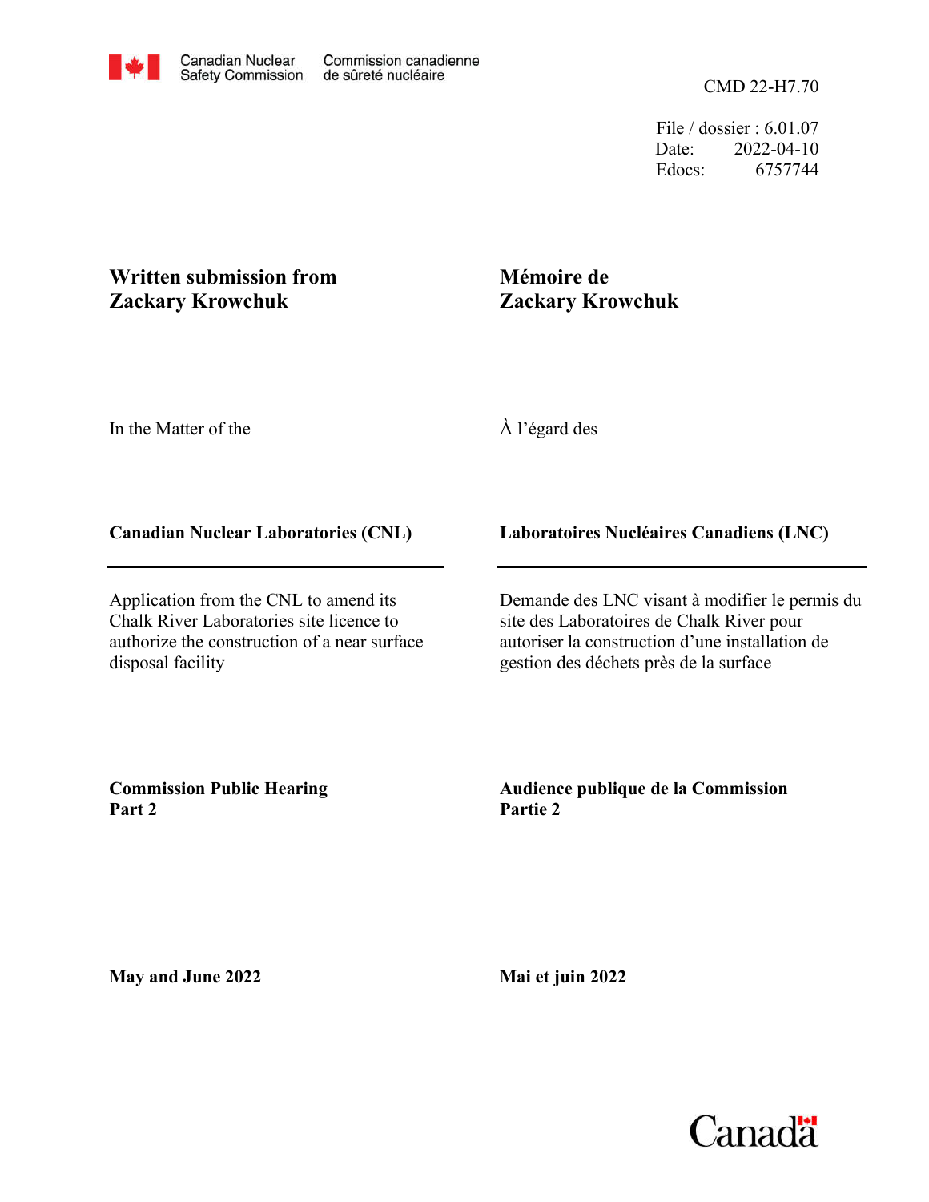Canadian Nuclear Safety Commission / Commission canadienne de sûreté nucléaire

CMD 22-H7.70

File / dossier : 6.01.07
Date: 2022-04-10
Edocs: 6757744

**Written submission from Zackary Krowchuk**

**Mémoire de Zackary Krowchuk**

In the Matter of the

À l'égard des

**Canadian Nuclear Laboratories (CNL)**

**Laboratoires Nucléaires Canadiens (LNC)**

---

Application from the CNL to amend its Chalk River Laboratories site licence to authorize the construction of a near surface disposal facility

Demande des LNC visant à modifier le permis du site des Laboratoires de Chalk River pour autoriser la construction d'une installation de gestion des déchets près de la surface

**Commission Public Hearing Part 2**

**Audience publique de la Commission Partie 2**

**May and June 2022**

**Mai et juin 2022**

Canada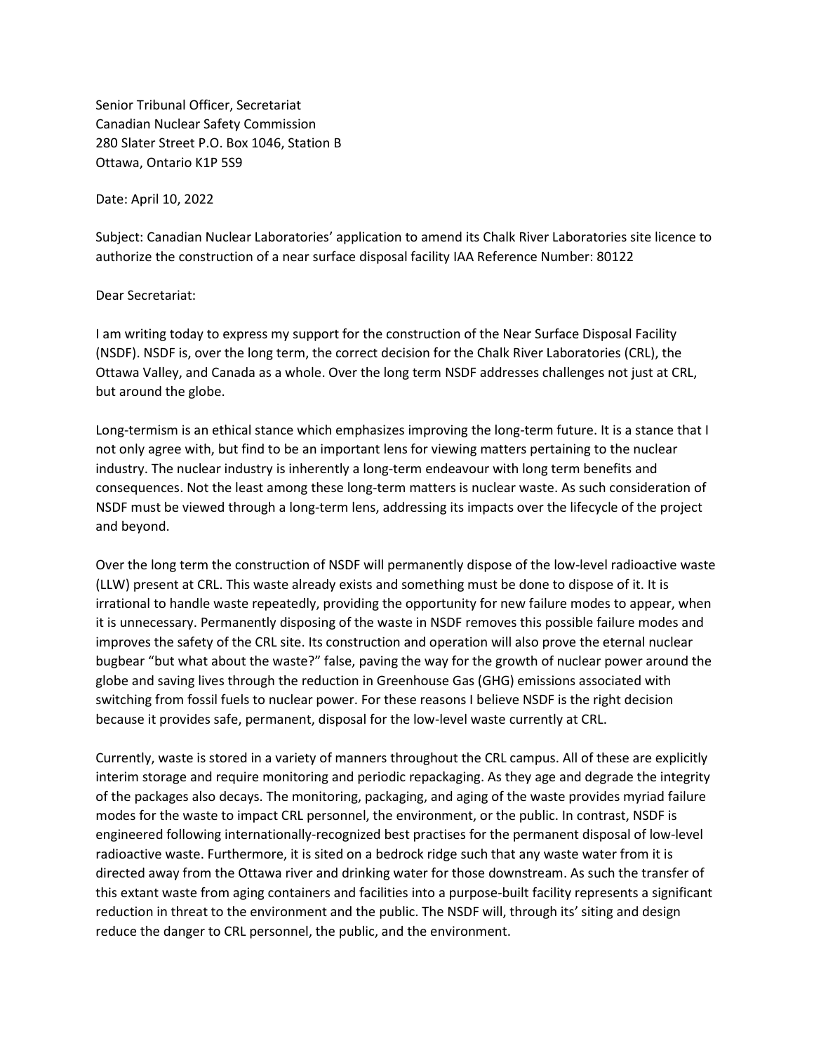Senior Tribunal Officer, Secretariat
Canadian Nuclear Safety Commission
280 Slater Street P.O. Box 1046, Station B
Ottawa, Ontario K1P 5S9

Date: April 10, 2022

Subject: Canadian Nuclear Laboratories' application to amend its Chalk River Laboratories site licence to authorize the construction of a near surface disposal facility IAA Reference Number: 80122

Dear Secretariat:

I am writing today to express my support for the construction of the Near Surface Disposal Facility (NSDF). NSDF is, over the long term, the correct decision for the Chalk River Laboratories (CRL), the Ottawa Valley, and Canada as a whole. Over the long term NSDF addresses challenges not just at CRL, but around the globe.

Long-termism is an ethical stance which emphasizes improving the long-term future. It is a stance that I not only agree with, but find to be an important lens for viewing matters pertaining to the nuclear industry. The nuclear industry is inherently a long-term endeavour with long term benefits and consequences. Not the least among these long-term matters is nuclear waste. As such consideration of NSDF must be viewed through a long-term lens, addressing its impacts over the lifecycle of the project and beyond.

Over the long term the construction of NSDF will permanently dispose of the low-level radioactive waste (LLW) present at CRL. This waste already exists and something must be done to dispose of it. It is irrational to handle waste repeatedly, providing the opportunity for new failure modes to appear, when it is unnecessary. Permanently disposing of the waste in NSDF removes this possible failure modes and improves the safety of the CRL site. Its construction and operation will also prove the eternal nuclear bugbear "but what about the waste?" false, paving the way for the growth of nuclear power around the globe and saving lives through the reduction in Greenhouse Gas (GHG) emissions associated with switching from fossil fuels to nuclear power. For these reasons I believe NSDF is the right decision because it provides safe, permanent, disposal for the low-level waste currently at CRL.

Currently, waste is stored in a variety of manners throughout the CRL campus. All of these are explicitly interim storage and require monitoring and periodic repackaging. As they age and degrade the integrity of the packages also decays. The monitoring, packaging, and aging of the waste provides myriad failure modes for the waste to impact CRL personnel, the environment, or the public. In contrast, NSDF is engineered following internationally-recognized best practises for the permanent disposal of low-level radioactive waste. Furthermore, it is sited on a bedrock ridge such that any waste water from it is directed away from the Ottawa river and drinking water for those downstream. As such the transfer of this extant waste from aging containers and facilities into a purpose-built facility represents a significant reduction in threat to the environment and the public. The NSDF will, through its' siting and design reduce the danger to CRL personnel, the public, and the environment.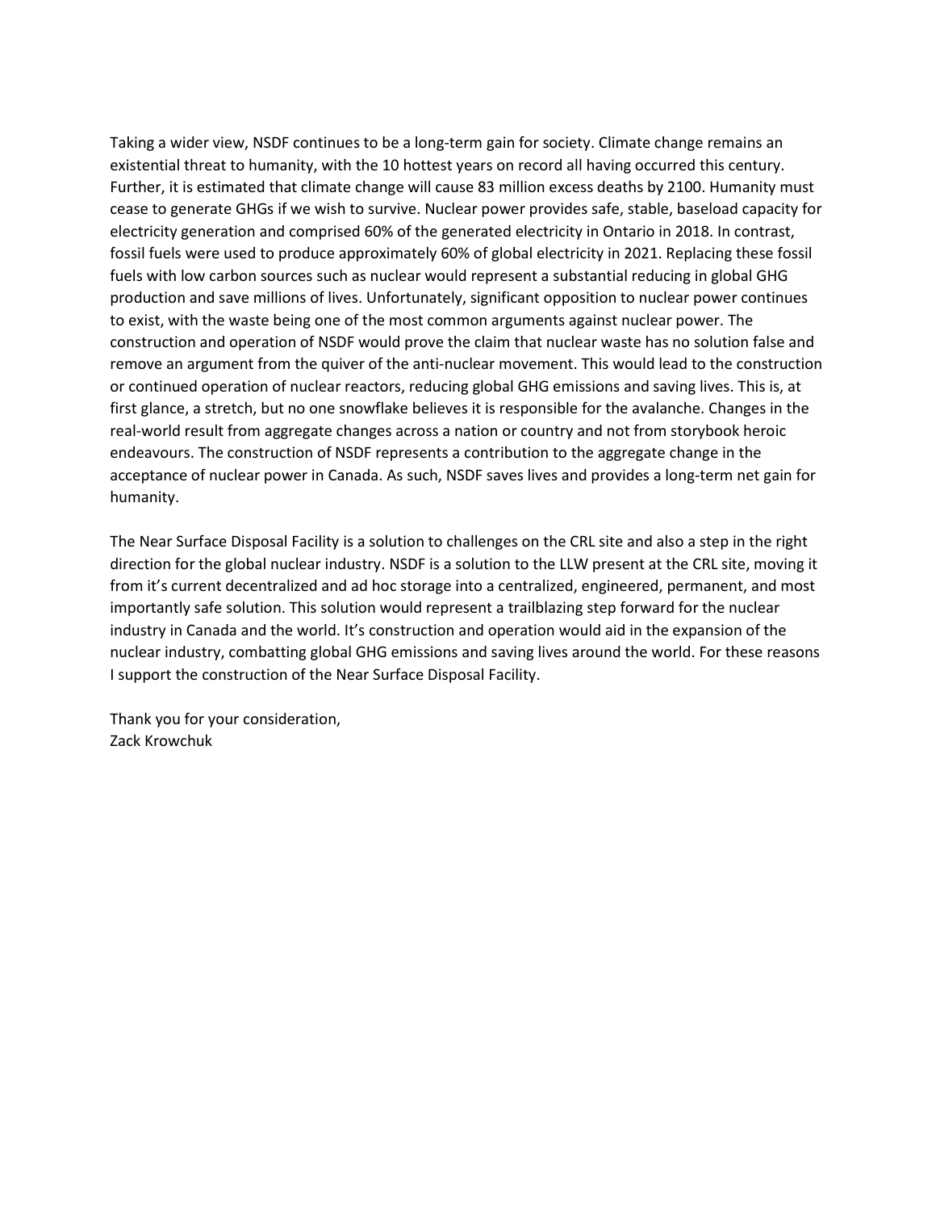Taking a wider view, NSDF continues to be a long-term gain for society. Climate change remains an existential threat to humanity, with the 10 hottest years on record all having occurred this century. Further, it is estimated that climate change will cause 83 million excess deaths by 2100. Humanity must cease to generate GHGs if we wish to survive. Nuclear power provides safe, stable, baseload capacity for electricity generation and comprised 60% of the generated electricity in Ontario in 2018. In contrast, fossil fuels were used to produce approximately 60% of global electricity in 2021. Replacing these fossil fuels with low carbon sources such as nuclear would represent a substantial reducing in global GHG production and save millions of lives. Unfortunately, significant opposition to nuclear power continues to exist, with the waste being one of the most common arguments against nuclear power. The construction and operation of NSDF would prove the claim that nuclear waste has no solution false and remove an argument from the quiver of the anti-nuclear movement. This would lead to the construction or continued operation of nuclear reactors, reducing global GHG emissions and saving lives. This is, at first glance, a stretch, but no one snowflake believes it is responsible for the avalanche. Changes in the real-world result from aggregate changes across a nation or country and not from storybook heroic endeavours. The construction of NSDF represents a contribution to the aggregate change in the acceptance of nuclear power in Canada. As such, NSDF saves lives and provides a long-term net gain for humanity.

The Near Surface Disposal Facility is a solution to challenges on the CRL site and also a step in the right direction for the global nuclear industry. NSDF is a solution to the LLW present at the CRL site, moving it from it's current decentralized and ad hoc storage into a centralized, engineered, permanent, and most importantly safe solution. This solution would represent a trailblazing step forward for the nuclear industry in Canada and the world. It's construction and operation would aid in the expansion of the nuclear industry, combatting global GHG emissions and saving lives around the world. For these reasons I support the construction of the Near Surface Disposal Facility.

Thank you for your consideration,
Zack Krowchuk